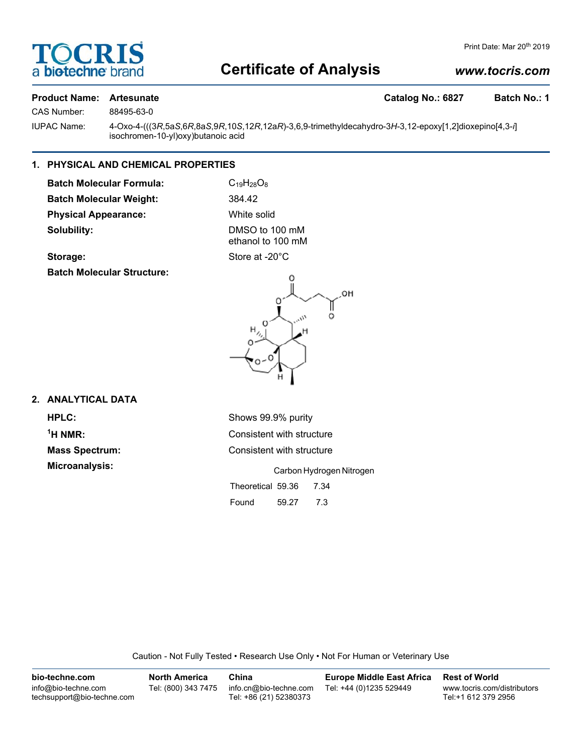# Certificate of Analysis

www.tocris.com

**Product Name: Artesunate** **Catalog No.: 6827** **Batch No.: 1**

CAS Number: 88495-63-0

IUPAC Name: 4-Oxo-4-(((3*R*,5a*S*,6*R*,8a*S*,9*R*,10*S*,12*R*,12a*R*)-3,6,9-trimethyldecahydro-3*H*-3,12-epoxy[1,2]dioxepino[4,3-*i*]isochromen-10-yl)oxy)butanoic acid

## 1. PHYSICAL AND CHEMICAL PROPERTIES

**Batch Molecular Formula:** $C_{19}H_{28}O_8$

**Batch Molecular Weight:** 384.42

**Physical Appearance:** White solid

**Solubility:** DMSO to 100 mM
ethanol to 100 mM

**Storage:** Store at -20°C

**Batch Molecular Structure:**

## 2. ANALYTICAL DATA

**HPLC:** Shows 99.9% purity

**$^1$H NMR:** Consistent with structure

**Mass Spectrum:** Consistent with structure

**Microanalysis:**

| | Carbon | Hydrogen | Nitrogen |
|---|---|---|---|
| Theoretical | 59.36 | 7.34 | |
| Found | 59.27 | 7.3 | |

Caution - Not Fully Tested • Research Use Only • Not For Human or Veterinary Use

**bio-techne.com**
info@bio-techne.com
techsupport@bio-techne.com

**North America**
Tel: (800) 343 7475

**China**
info.cn@bio-techne.com
Tel: +86 (21) 52380373

**Europe Middle East Africa**
Tel: +44 (0)1235 529449

**Rest of World**
www.tocris.com/distributors
Tel:+1 612 379 2956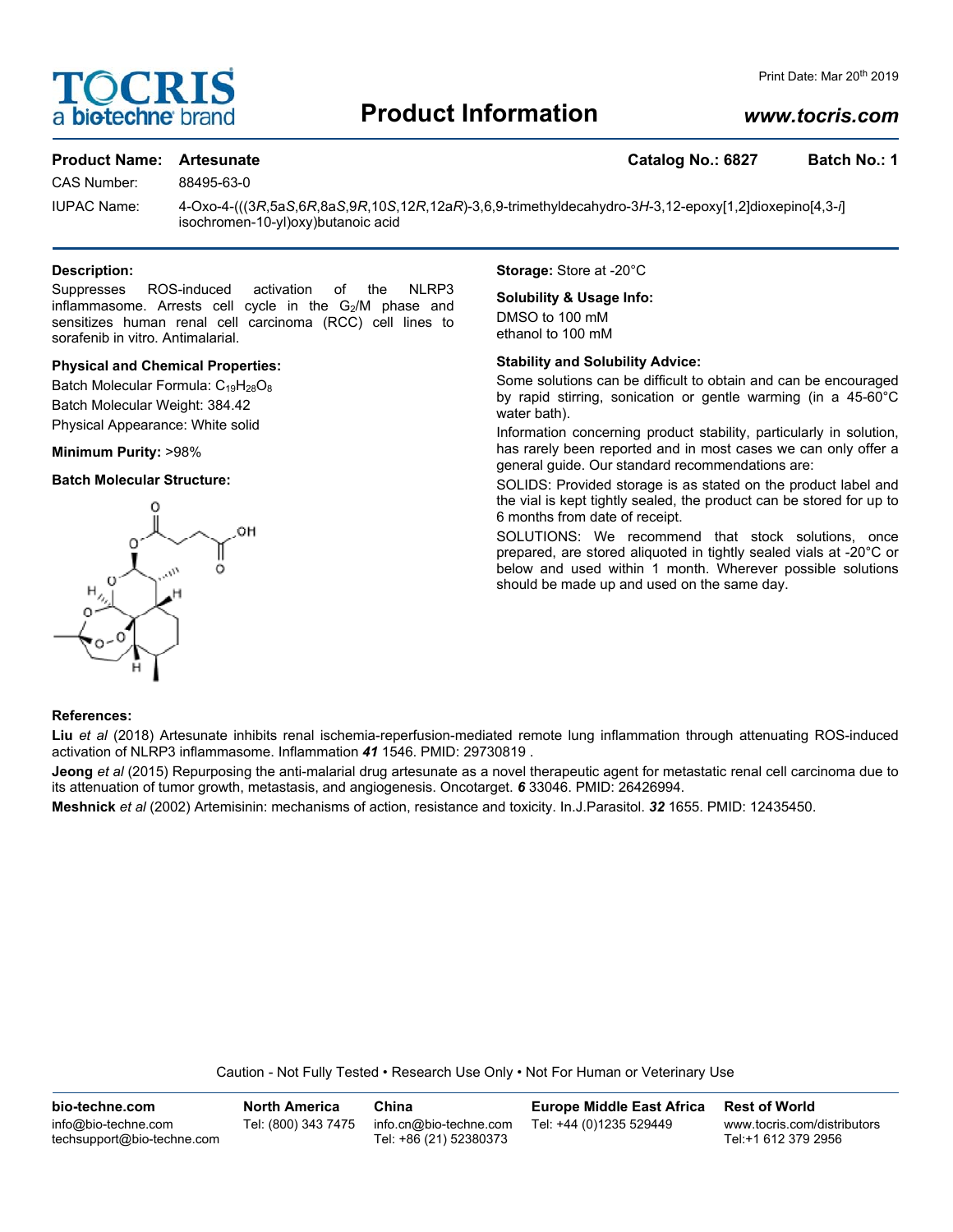# Product Information

www.tocris.com

**Product Name:** Artesunate  **Catalog No.:** 6827  **Batch No.:** 1

CAS Number: 88495-63-0

IUPAC Name: 4-Oxo-4-(((3*R*,5a*S*,6*R*,8a*S*,9*R*,10*S*,12*R*,12a*R*)-3,6,9-trimethyldecahydro-3*H*-3,12-epoxy[1,2]dioxepino[4,3-*i*]isochromen-10-yl)oxy)butanoic acid

### Description:

Suppresses ROS-induced activation of the NLRP3 inflammasome. Arrests cell cycle in the $G_2$/M phase and sensitizes human renal cell carcinoma (RCC) cell lines to sorafenib in vitro. Antimalarial.

### Physical and Chemical Properties:

Batch Molecular Formula: $C_{19}H_{28}O_8$

Batch Molecular Weight: 384.42

Physical Appearance: White solid

**Minimum Purity:** >98%

### Batch Molecular Structure:

### Storage:

Store at -20°C

### Solubility & Usage Info:

DMSO to 100 mM

ethanol to 100 mM

### Stability and Solubility Advice:

Some solutions can be difficult to obtain and can be encouraged by rapid stirring, sonication or gentle warming (in a 45-60°C water bath).

Information concerning product stability, particularly in solution, has rarely been reported and in most cases we can only offer a general guide. Our standard recommendations are:

SOLIDS: Provided storage is as stated on the product label and the vial is kept tightly sealed, the product can be stored for up to 6 months from date of receipt.

SOLUTIONS: We recommend that stock solutions, once prepared, are stored aliquoted in tightly sealed vials at -20°C or below and used within 1 month. Wherever possible solutions should be made up and used on the same day.

### References:

**Liu** *et al* (2018) Artesunate inhibits renal ischemia-reperfusion-mediated remote lung inflammation through attenuating ROS-induced activation of NLRP3 inflammasome. Inflammation ***41*** 1546. PMID: 29730819 .

**Jeong** *et al* (2015) Repurposing the anti-malarial drug artesunate as a novel therapeutic agent for metastatic renal cell carcinoma due to its attenuation of tumor growth, metastasis, and angiogenesis. Oncotarget. ***6*** 33046. PMID: 26426994.

**Meshnick** *et al* (2002) Artemisinin: mechanisms of action, resistance and toxicity. In.J.Parasitol. ***32*** 1655. PMID: 12435450.

Caution - Not Fully Tested • Research Use Only • Not For Human or Veterinary Use

**bio-techne.com**
info@bio-techne.com
techsupport@bio-techne.com

**North America**
Tel: (800) 343 7475

**China**
info.cn@bio-techne.com
Tel: +86 (21) 52380373

**Europe Middle East Africa**
Tel: +44 (0)1235 529449

**Rest of World**
www.tocris.com/distributors
Tel:+1 612 379 2956